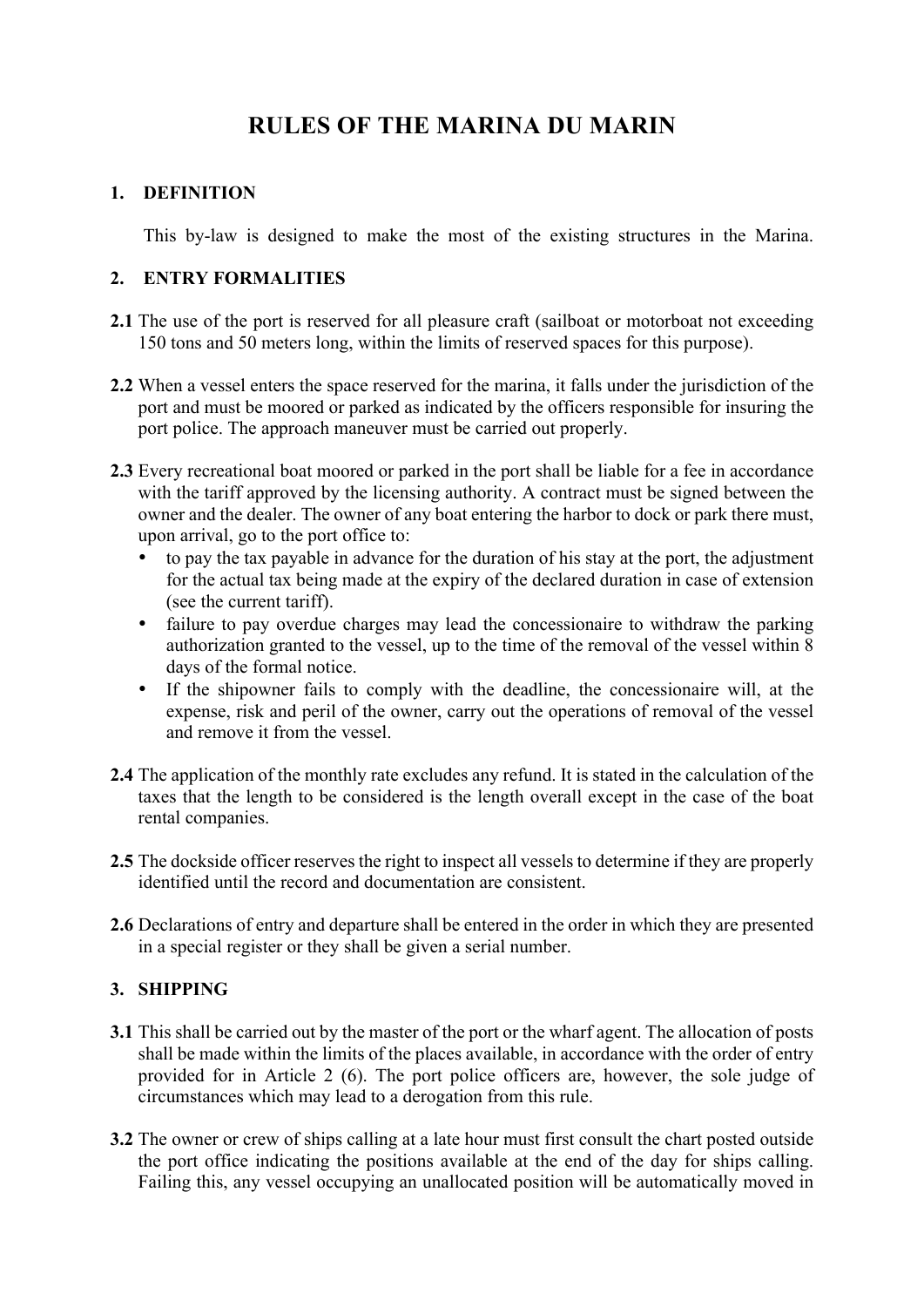# RULES OF THE MARINA DU MARIN

## 1. DEFINITION

This by-law is designed to make the most of the existing structures in the Marina.

## 2. ENTRY FORMALITIES

**2.1** The use of the port is reserved for all pleasure craft (sailboat or motorboat not exceeding 150 tons and 50 meters long, within the limits of reserved spaces for this purpose).

**2.2** When a vessel enters the space reserved for the marina, it falls under the jurisdiction of the port and must be moored or parked as indicated by the officers responsible for insuring the port police. The approach maneuver must be carried out properly.

**2.3** Every recreational boat moored or parked in the port shall be liable for a fee in accordance with the tariff approved by the licensing authority. A contract must be signed between the owner and the dealer. The owner of any boat entering the harbor to dock or park there must, upon arrival, go to the port office to:

- to pay the tax payable in advance for the duration of his stay at the port, the adjustment for the actual tax being made at the expiry of the declared duration in case of extension (see the current tariff).
- failure to pay overdue charges may lead the concessionaire to withdraw the parking authorization granted to the vessel, up to the time of the removal of the vessel within 8 days of the formal notice.
- If the shipowner fails to comply with the deadline, the concessionaire will, at the expense, risk and peril of the owner, carry out the operations of removal of the vessel and remove it from the vessel.

**2.4** The application of the monthly rate excludes any refund. It is stated in the calculation of the taxes that the length to be considered is the length overall except in the case of the boat rental companies.

**2.5** The dockside officer reserves the right to inspect all vessels to determine if they are properly identified until the record and documentation are consistent.

**2.6** Declarations of entry and departure shall be entered in the order in which they are presented in a special register or they shall be given a serial number.

## 3. SHIPPING

**3.1** This shall be carried out by the master of the port or the wharf agent. The allocation of posts shall be made within the limits of the places available, in accordance with the order of entry provided for in Article 2 (6). The port police officers are, however, the sole judge of circumstances which may lead to a derogation from this rule.

**3.2** The owner or crew of ships calling at a late hour must first consult the chart posted outside the port office indicating the positions available at the end of the day for ships calling. Failing this, any vessel occupying an unallocated position will be automatically moved in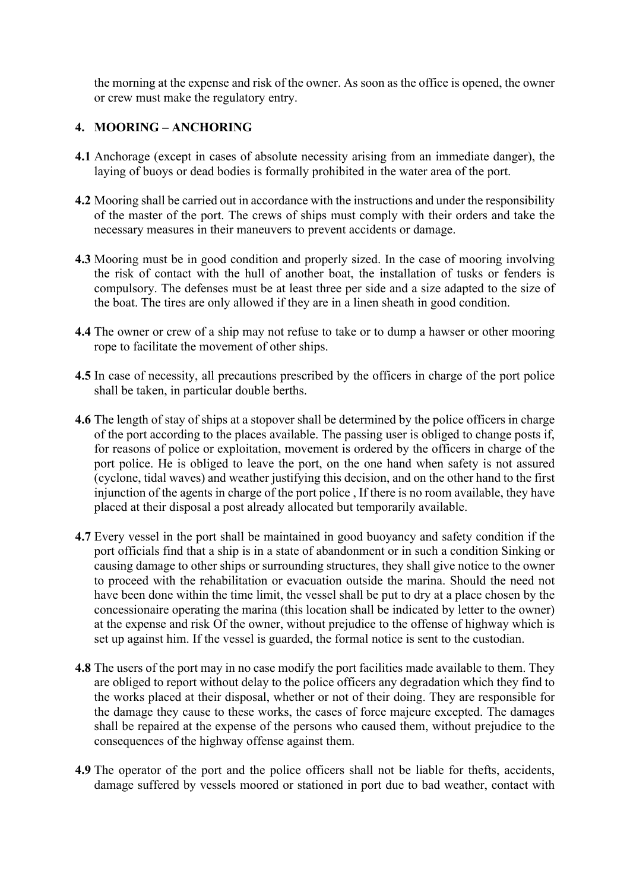the morning at the expense and risk of the owner. As soon as the office is opened, the owner or crew must make the regulatory entry.

## 4. MOORING – ANCHORING

**4.1** Anchorage (except in cases of absolute necessity arising from an immediate danger), the laying of buoys or dead bodies is formally prohibited in the water area of the port.

**4.2** Mooring shall be carried out in accordance with the instructions and under the responsibility of the master of the port. The crews of ships must comply with their orders and take the necessary measures in their maneuvers to prevent accidents or damage.

**4.3** Mooring must be in good condition and properly sized. In the case of mooring involving the risk of contact with the hull of another boat, the installation of tusks or fenders is compulsory. The defenses must be at least three per side and a size adapted to the size of the boat. The tires are only allowed if they are in a linen sheath in good condition.

**4.4** The owner or crew of a ship may not refuse to take or to dump a hawser or other mooring rope to facilitate the movement of other ships.

**4.5** In case of necessity, all precautions prescribed by the officers in charge of the port police shall be taken, in particular double berths.

**4.6** The length of stay of ships at a stopover shall be determined by the police officers in charge of the port according to the places available. The passing user is obliged to change posts if, for reasons of police or exploitation, movement is ordered by the officers in charge of the port police. He is obliged to leave the port, on the one hand when safety is not assured (cyclone, tidal waves) and weather justifying this decision, and on the other hand to the first injunction of the agents in charge of the port police , If there is no room available, they have placed at their disposal a post already allocated but temporarily available.

**4.7** Every vessel in the port shall be maintained in good buoyancy and safety condition if the port officials find that a ship is in a state of abandonment or in such a condition Sinking or causing damage to other ships or surrounding structures, they shall give notice to the owner to proceed with the rehabilitation or evacuation outside the marina. Should the need not have been done within the time limit, the vessel shall be put to dry at a place chosen by the concessionaire operating the marina (this location shall be indicated by letter to the owner) at the expense and risk Of the owner, without prejudice to the offense of highway which is set up against him. If the vessel is guarded, the formal notice is sent to the custodian.

**4.8** The users of the port may in no case modify the port facilities made available to them. They are obliged to report without delay to the police officers any degradation which they find to the works placed at their disposal, whether or not of their doing. They are responsible for the damage they cause to these works, the cases of force majeure excepted. The damages shall be repaired at the expense of the persons who caused them, without prejudice to the consequences of the highway offense against them.

**4.9** The operator of the port and the police officers shall not be liable for thefts, accidents, damage suffered by vessels moored or stationed in port due to bad weather, contact with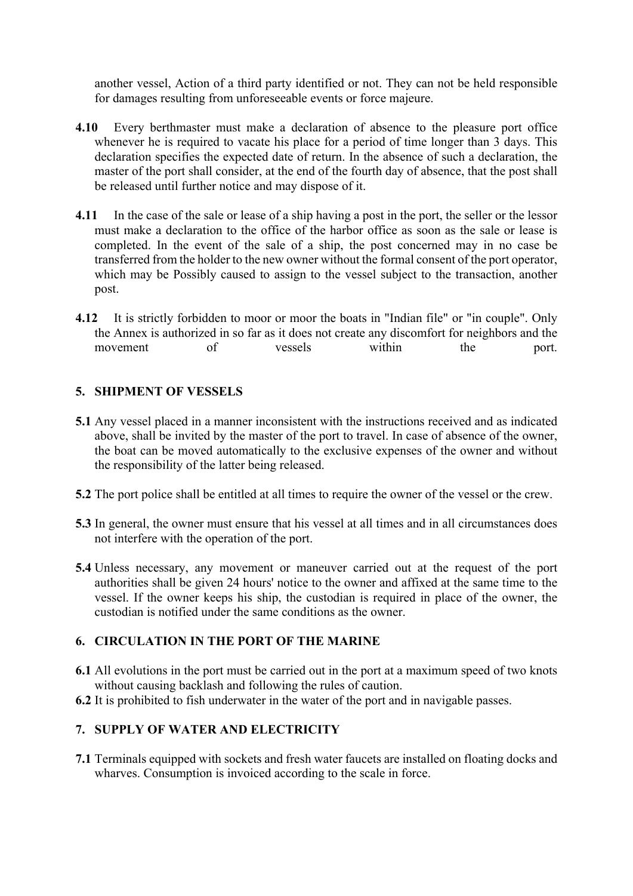another vessel, Action of a third party identified or not. They can not be held responsible for damages resulting from unforeseeable events or force majeure.

**4.10** Every berthmaster must make a declaration of absence to the pleasure port office whenever he is required to vacate his place for a period of time longer than 3 days. This declaration specifies the expected date of return. In the absence of such a declaration, the master of the port shall consider, at the end of the fourth day of absence, that the post shall be released until further notice and may dispose of it.

**4.11** In the case of the sale or lease of a ship having a post in the port, the seller or the lessor must make a declaration to the office of the harbor office as soon as the sale or lease is completed. In the event of the sale of a ship, the post concerned may in no case be transferred from the holder to the new owner without the formal consent of the port operator, which may be Possibly caused to assign to the vessel subject to the transaction, another post.

**4.12** It is strictly forbidden to moor or moor the boats in "Indian file" or "in couple". Only the Annex is authorized in so far as it does not create any discomfort for neighbors and the movement of vessels within the port.

## 5. SHIPMENT OF VESSELS

**5.1** Any vessel placed in a manner inconsistent with the instructions received and as indicated above, shall be invited by the master of the port to travel. In case of absence of the owner, the boat can be moved automatically to the exclusive expenses of the owner and without the responsibility of the latter being released.

**5.2** The port police shall be entitled at all times to require the owner of the vessel or the crew.

**5.3** In general, the owner must ensure that his vessel at all times and in all circumstances does not interfere with the operation of the port.

**5.4** Unless necessary, any movement or maneuver carried out at the request of the port authorities shall be given 24 hours' notice to the owner and affixed at the same time to the vessel. If the owner keeps his ship, the custodian is required in place of the owner, the custodian is notified under the same conditions as the owner.

## 6. CIRCULATION IN THE PORT OF THE MARINE

**6.1** All evolutions in the port must be carried out in the port at a maximum speed of two knots without causing backlash and following the rules of caution.

**6.2** It is prohibited to fish underwater in the water of the port and in navigable passes.

## 7. SUPPLY OF WATER AND ELECTRICITY

**7.1** Terminals equipped with sockets and fresh water faucets are installed on floating docks and wharves. Consumption is invoiced according to the scale in force.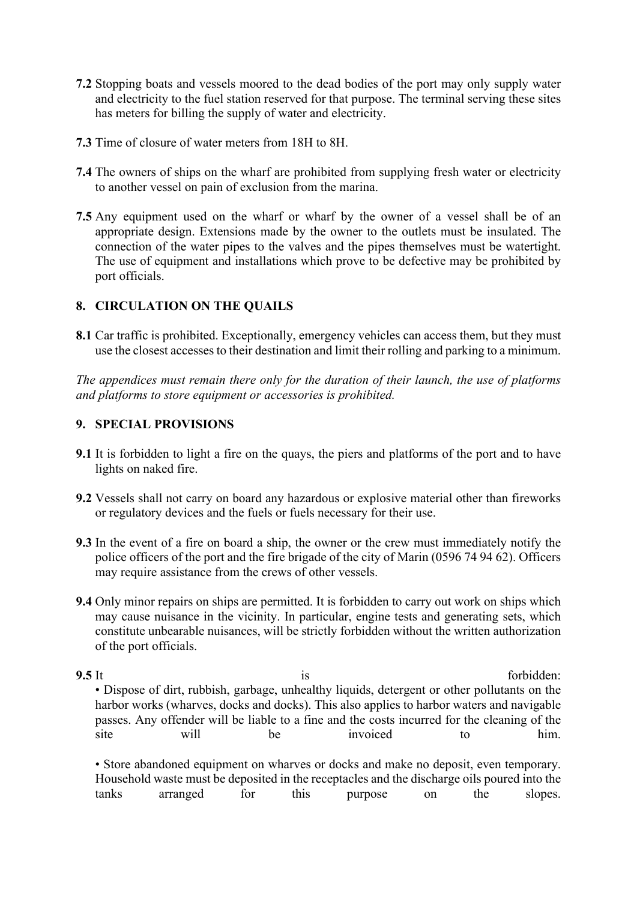**7.2** Stopping boats and vessels moored to the dead bodies of the port may only supply water and electricity to the fuel station reserved for that purpose. The terminal serving these sites has meters for billing the supply of water and electricity.

**7.3** Time of closure of water meters from 18H to 8H.

**7.4** The owners of ships on the wharf are prohibited from supplying fresh water or electricity to another vessel on pain of exclusion from the marina.

**7.5** Any equipment used on the wharf or wharf by the owner of a vessel shall be of an appropriate design. Extensions made by the owner to the outlets must be insulated. The connection of the water pipes to the valves and the pipes themselves must be watertight. The use of equipment and installations which prove to be defective may be prohibited by port officials.

## 8. CIRCULATION ON THE QUAILS

**8.1** Car traffic is prohibited. Exceptionally, emergency vehicles can access them, but they must use the closest accesses to their destination and limit their rolling and parking to a minimum.

*The appendices must remain there only for the duration of their launch, the use of platforms and platforms to store equipment or accessories is prohibited.*

## 9. SPECIAL PROVISIONS

**9.1** It is forbidden to light a fire on the quays, the piers and platforms of the port and to have lights on naked fire.

**9.2** Vessels shall not carry on board any hazardous or explosive material other than fireworks or regulatory devices and the fuels or fuels necessary for their use.

**9.3** In the event of a fire on board a ship, the owner or the crew must immediately notify the police officers of the port and the fire brigade of the city of Marin (0596 74 94 62). Officers may require assistance from the crews of other vessels.

**9.4** Only minor repairs on ships are permitted. It is forbidden to carry out work on ships which may cause nuisance in the vicinity. In particular, engine tests and generating sets, which constitute unbearable nuisances, will be strictly forbidden without the written authorization of the port officials.

**9.5** It is forbidden:

- Dispose of dirt, rubbish, garbage, unhealthy liquids, detergent or other pollutants on the harbor works (wharves, docks and docks). This also applies to harbor waters and navigable passes. Any offender will be liable to a fine and the costs incurred for the cleaning of the site will be invoiced to him.

- Store abandoned equipment on wharves or docks and make no deposit, even temporary. Household waste must be deposited in the receptacles and the discharge oils poured into the tanks arranged for this purpose on the slopes.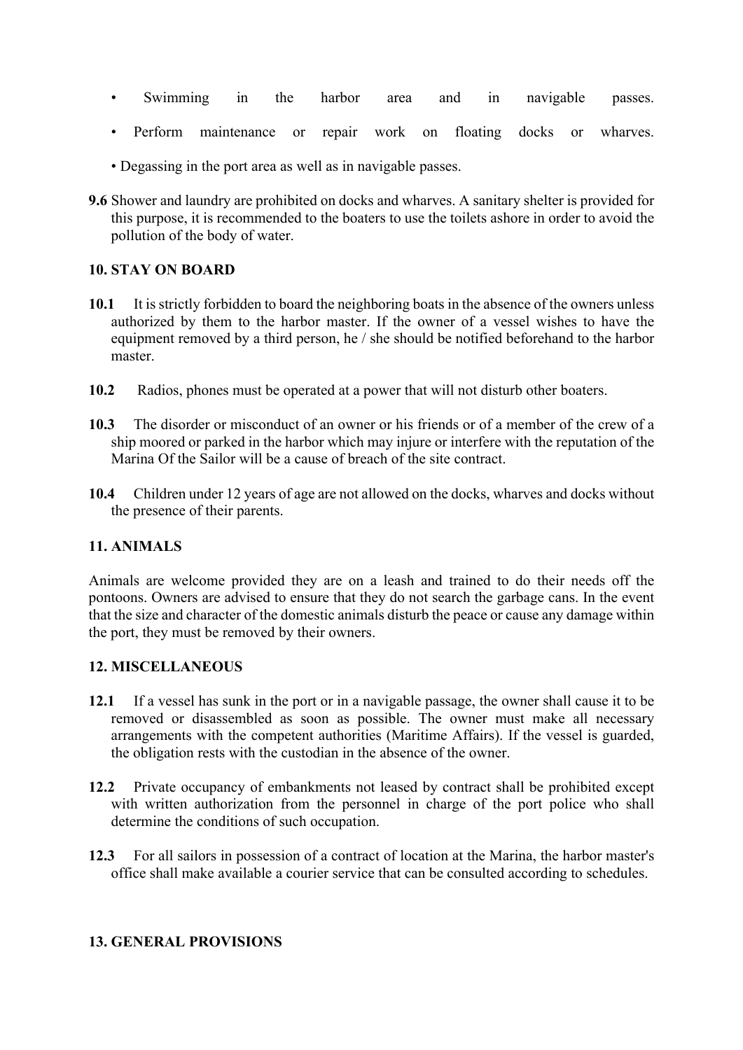- Swimming in the harbor area and in navigable passes.
- Perform maintenance or repair work on floating docks or wharves.
- Degassing in the port area as well as in navigable passes.

**9.6** Shower and laundry are prohibited on docks and wharves. A sanitary shelter is provided for this purpose, it is recommended to the boaters to use the toilets ashore in order to avoid the pollution of the body of water.

## 10. STAY ON BOARD

**10.1** It is strictly forbidden to board the neighboring boats in the absence of the owners unless authorized by them to the harbor master. If the owner of a vessel wishes to have the equipment removed by a third person, he / she should be notified beforehand to the harbor master.

**10.2** Radios, phones must be operated at a power that will not disturb other boaters.

**10.3** The disorder or misconduct of an owner or his friends or of a member of the crew of a ship moored or parked in the harbor which may injure or interfere with the reputation of the Marina Of the Sailor will be a cause of breach of the site contract.

**10.4** Children under 12 years of age are not allowed on the docks, wharves and docks without the presence of their parents.

## 11. ANIMALS

Animals are welcome provided they are on a leash and trained to do their needs off the pontoons. Owners are advised to ensure that they do not search the garbage cans. In the event that the size and character of the domestic animals disturb the peace or cause any damage within the port, they must be removed by their owners.

## 12. MISCELLANEOUS

**12.1** If a vessel has sunk in the port or in a navigable passage, the owner shall cause it to be removed or disassembled as soon as possible. The owner must make all necessary arrangements with the competent authorities (Maritime Affairs). If the vessel is guarded, the obligation rests with the custodian in the absence of the owner.

**12.2** Private occupancy of embankments not leased by contract shall be prohibited except with written authorization from the personnel in charge of the port police who shall determine the conditions of such occupation.

**12.3** For all sailors in possession of a contract of location at the Marina, the harbor master's office shall make available a courier service that can be consulted according to schedules.

## 13. GENERAL PROVISIONS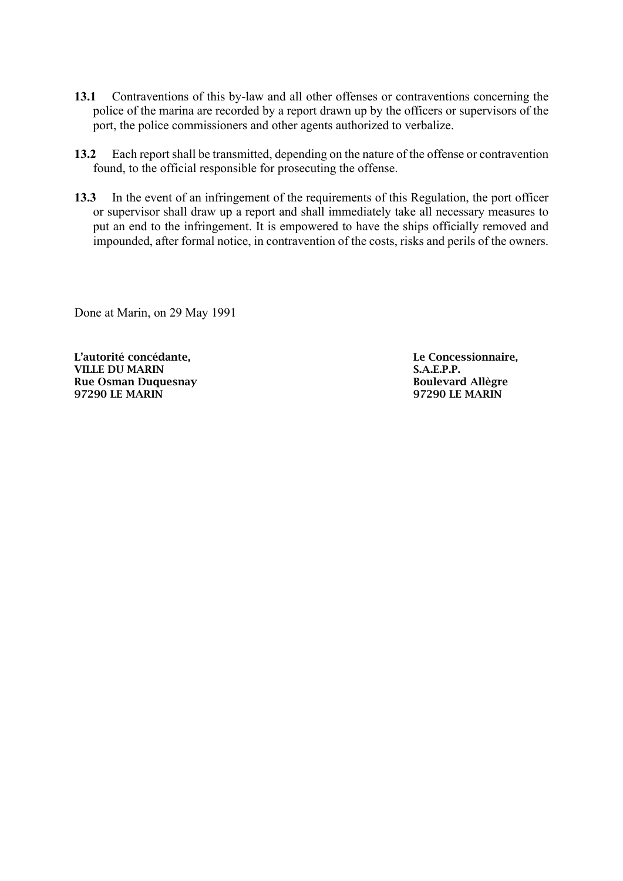**13.1** Contraventions of this by-law and all other offenses or contraventions concerning the police of the marina are recorded by a report drawn up by the officers or supervisors of the port, the police commissioners and other agents authorized to verbalize.

**13.2** Each report shall be transmitted, depending on the nature of the offense or contravention found, to the official responsible for prosecuting the offense.

**13.3** In the event of an infringement of the requirements of this Regulation, the port officer or supervisor shall draw up a report and shall immediately take all necessary measures to put an end to the infringement. It is empowered to have the ships officially removed and impounded, after formal notice, in contravention of the costs, risks and perils of the owners.

Done at Marin, on 29 May 1991

**L'autorité concédante,**
**VILLE DU MARIN**
**Rue Osman Duquesnay**
**97290 LE MARIN**

**Le Concessionnaire,**
**S.A.E.P.P.**
**Boulevard Allègre**
**97290 LE MARIN**